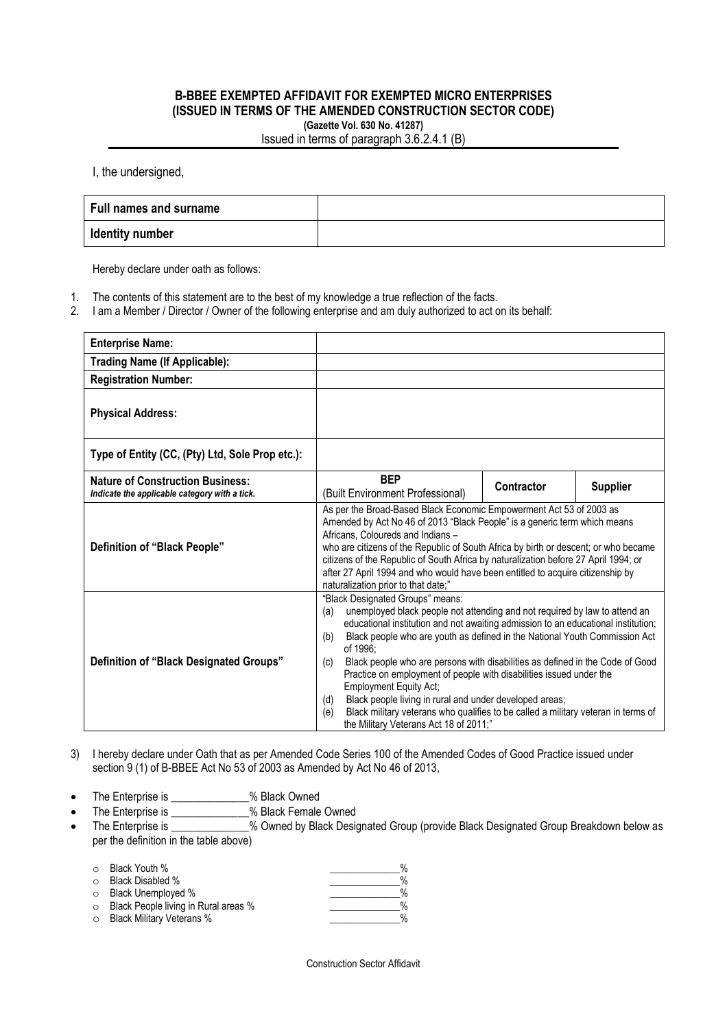# B-BBEE EXEMPTED AFFIDAVIT FOR EXEMPTED MICRO ENTERPRISES
## (ISSUED IN TERMS OF THE AMENDED CONSTRUCTION SECTOR CODE)
**(Gazette Vol. 630 No. 41287)**

Issued in terms of paragraph 3.6.2.4.1 (B)

I, the undersigned,

| Full names and surname | |
|---|---|
| **Identity number** | |

Hereby declare under oath as follows:

1. The contents of this statement are to the best of my knowledge a true reflection of the facts.
2. I am a Member / Director / Owner of the following enterprise and am duly authorized to act on its behalf:

| Enterprise Name: | | | |
|---|---|---|---|
| **Trading Name (If Applicable):** | | | |
| **Registration Number:** | | | |
| **Physical Address:** | | | |
| **Type of Entity (CC, (Pty) Ltd, Sole Prop etc.):** | | | |
| **Nature of Construction Business:** *Indicate the applicable category with a tick.* | **BEP** (Built Environment Professional) | **Contractor** | **Supplier** |
| **Definition of "Black People"** | As per the Broad-Based Black Economic Empowerment Act 53 of 2003 as Amended by Act No 46 of 2013 "Black People" is a generic term which means Africans, Coloureds and Indians – who are citizens of the Republic of South Africa by birth or descent; or who became citizens of the Republic of South Africa by naturalization before 27 April 1994; or after 27 April 1994 and who would have been entitled to acquire citizenship by naturalization prior to that date;" | | |
| **Definition of "Black Designated Groups"** | "Black Designated Groups" means: (a) unemployed black people not attending and not required by law to attend an educational institution and not awaiting admission to an educational institution; (b) Black people who are youth as defined in the National Youth Commission Act of 1996; (c) Black people who are persons with disabilities as defined in the Code of Good Practice on employment of people with disabilities issued under the Employment Equity Act; (d) Black people living in rural and under developed areas; (e) Black military veterans who qualifies to be called a military veteran in terms of the Military Veterans Act 18 of 2011;" | | |

3) I hereby declare under Oath that as per Amended Code Series 100 of the Amended Codes of Good Practice issued under section 9 (1) of B-BBEE Act No 53 of 2003 as Amended by Act No 46 of 2013,

- The Enterprise is ______________% Black Owned
- The Enterprise is ______________% Black Female Owned
- The Enterprise is ______________% Owned by Black Designated Group (provide Black Designated Group Breakdown below as per the definition in the table above)
  - Black Youth % ______________%
  - Black Disabled % ______________%
  - Black Unemployed % ______________%
  - Black People living in Rural areas % ______________%
  - Black Military Veterans % ______________%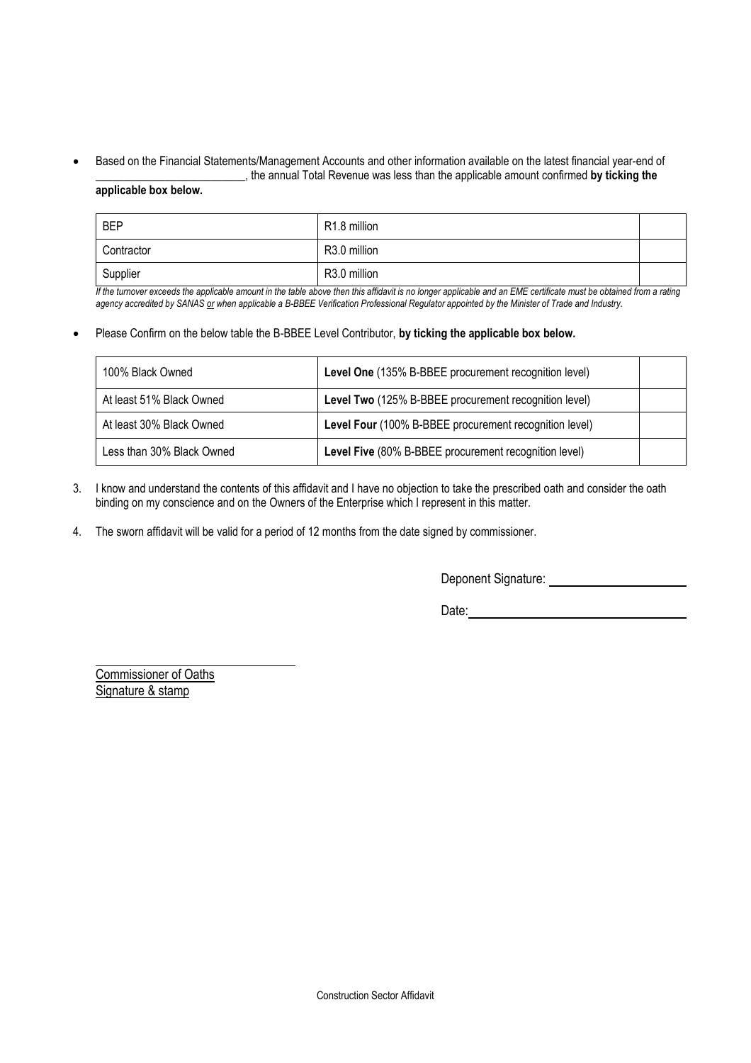- Based on the Financial Statements/Management Accounts and other information available on the latest financial year-end of \_\_\_\_\_\_\_\_\_\_\_\_\_\_\_\_\_\_\_\_\_\_\_\_\_\_, the annual Total Revenue was less than the applicable amount confirmed **by ticking the applicable box below.**

| | | |
|---|---|---|
| BEP | R1.8 million | |
| Contractor | R3.0 million | |
| Supplier | R3.0 million | |

*If the turnover exceeds the applicable amount in the table above then this affidavit is no longer applicable and an EME certificate must be obtained from a rating agency accredited by SANAS or when applicable a B-BBEE Verification Professional Regulator appointed by the Minister of Trade and Industry.*

- Please Confirm on the below table the B-BBEE Level Contributor, **by ticking the applicable box below.**

| | | |
|---|---|---|
| 100% Black Owned | **Level One** (135% B-BBEE procurement recognition level) | |
| At least 51% Black Owned | **Level Two** (125% B-BBEE procurement recognition level) | |
| At least 30% Black Owned | **Level Four** (100% B-BBEE procurement recognition level) | |
| Less than 30% Black Owned | **Level Five** (80% B-BBEE procurement recognition level) | |

3. I know and understand the contents of this affidavit and I have no objection to take the prescribed oath and consider the oath binding on my conscience and on the Owners of the Enterprise which I represent in this matter.

4. The sworn affidavit will be valid for a period of 12 months from the date signed by commissioner.

Deponent Signature: \_\_\_\_\_\_\_\_\_\_\_\_\_\_\_\_\_\_\_\_

Date: \_\_\_\_\_\_\_\_\_\_\_\_\_\_\_\_\_\_\_\_\_\_\_\_\_\_\_\_\_\_

\_\_\_\_\_\_\_\_\_\_\_\_\_\_\_\_\_\_\_\_\_\_\_\_\_\_\_\_\_\_

Commissioner of Oaths
Signature & stamp

Construction Sector Affidavit